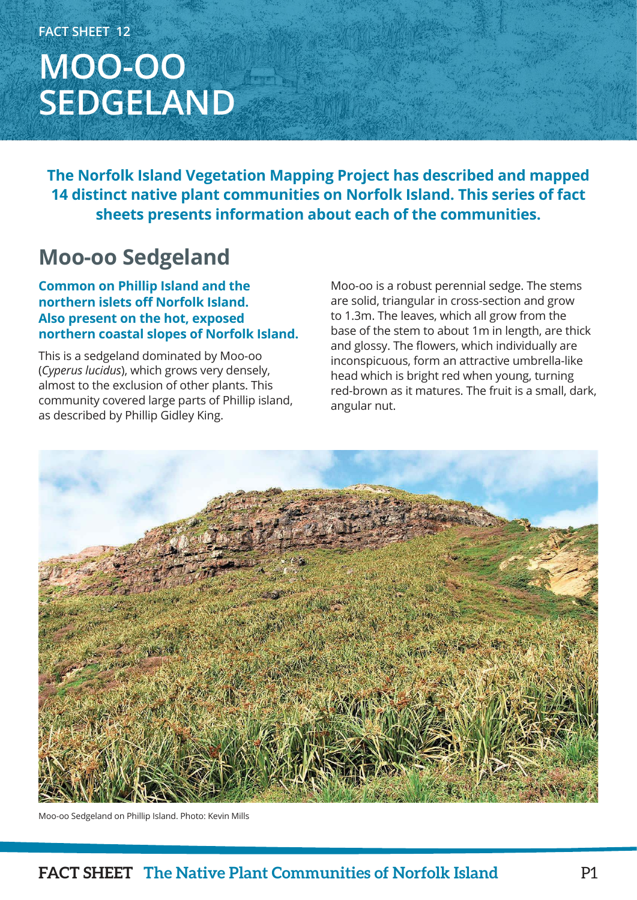FACT SHEET 12

# MOO-OO SEDGELAND

**The Norfolk Island Vegetation Mapping Project has described and mapped 14 distinct native plant communities on Norfolk Island. This series of fact sheets presents information about each of the communities.**

## Moo-oo Sedgeland

**Common on Phillip Island and the northern islets off Norfolk Island. Also present on the hot, exposed northern coastal slopes of Norfolk Island.**

This is a sedgeland dominated by Moo-oo (*Cyperus lucidus*), which grows very densely, almost to the exclusion of other plants. This community covered large parts of Phillip island, as described by Phillip Gidley King.

Moo-oo is a robust perennial sedge. The stems are solid, triangular in cross-section and grow to 1.3m. The leaves, which all grow from the base of the stem to about 1m in length, are thick and glossy. The flowers, which individually are inconspicuous, form an attractive umbrella-like head which is bright red when young, turning red-brown as it matures. The fruit is a small, dark, angular nut.

Moo-oo Sedgeland on Phillip Island. Photo: Kevin Mills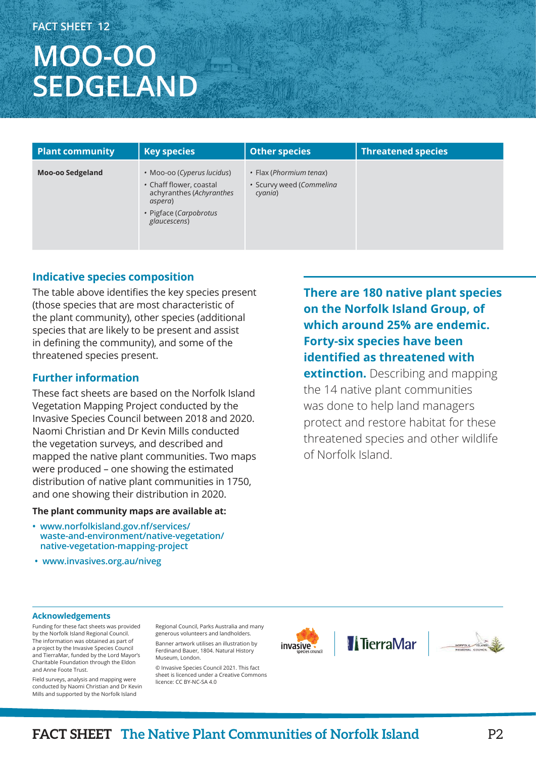FACT SHEET 12

# MOO-OO SEDGELAND

| Plant community | Key species | Other species | Threatened species |
| --- | --- | --- | --- |
| **Moo-oo Sedgeland** | • Moo-oo (*Cyperus lucidus*)<br>• Chaff flower, coastal achyranthes (*Achyranthes aspera*)<br>• Pigface (*Carpobrotus glaucescens*) | • Flax (*Phormium tenax*)<br>• Scurvy weed (*Commelina cyania*) | |

## Indicative species composition

The table above identifies the key species present (those species that are most characteristic of the plant community), other species (additional species that are likely to be present and assist in defining the community), and some of the threatened species present.

## Further information

These fact sheets are based on the Norfolk Island Vegetation Mapping Project conducted by the Invasive Species Council between 2018 and 2020. Naomi Christian and Dr Kevin Mills conducted the vegetation surveys, and described and mapped the native plant communities. Two maps were produced – one showing the estimated distribution of native plant communities in 1750, and one showing their distribution in 2020.

**The plant community maps are available at:**

- **www.norfolkisland.gov.nf/services/waste-and-environment/native-vegetation/native-vegetation-mapping-project**
- **www.invasives.org.au/niveg**

**There are 180 native plant species on the Norfolk Island Group, of which around 25% are endemic. Forty-six species have been identified as threatened with extinction.** Describing and mapping the 14 native plant communities was done to help land managers protect and restore habitat for these threatened species and other wildlife of Norfolk Island.

### Acknowledgements

Funding for these fact sheets was provided by the Norfolk Island Regional Council. The information was obtained as part of a project by the Invasive Species Council and TierraMar, funded by the Lord Mayor's Charitable Foundation through the Eldon and Anne Foote Trust.

Field surveys, analysis and mapping were conducted by Naomi Christian and Dr Kevin Mills and supported by the Norfolk Island Regional Council, Parks Australia and many generous volunteers and landholders.

Banner artwork utilises an illustration by Ferdinand Bauer, 1804. Natural History Museum, London.

© Invasive Species Council 2021. This fact sheet is licenced under a Creative Commons licence: CC BY-NC-SA 4.0

invasive species council | TierraMar | Norfolk Island Regional Council